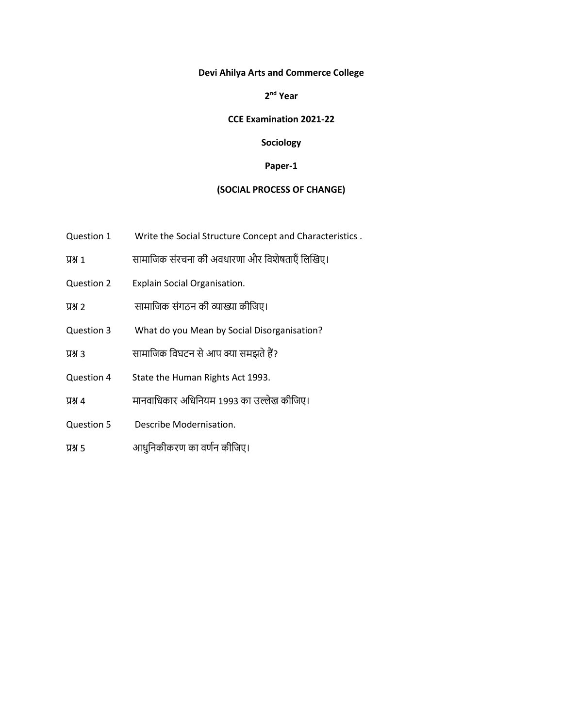**Devi Ahilya Arts and Commerce College**

**2nd Year**

**CCE Examination 2021-22**

**Sociology**

**Paper-1**

**(SOCIAL PROCESS OF CHANGE)**

Question 1 Write the Social Structure Concept and Characteristics .

प्रश्न 1 सामाजिक संरचना की अवधारणा और विशेषताएँ लिखिए।

Question 2 Explain Social Organisation.

प्रश्न 2 सामाजिक संगठन की व्याख्या कीजिए।

Question 3 What do you Mean by Social Disorganisation?

प्रश्न 3 सामाजिक विघटन से आप क्या समझते हैं?

Question 4 State the Human Rights Act 1993.

प्रश्न 4 मानवाधिकार अधिनियम 1993 का उल्लेख कीजिए।

Question 5 Describe Modernisation.

प्रश्न 5 आधुनिकीकरण का वर्णन कीजिए।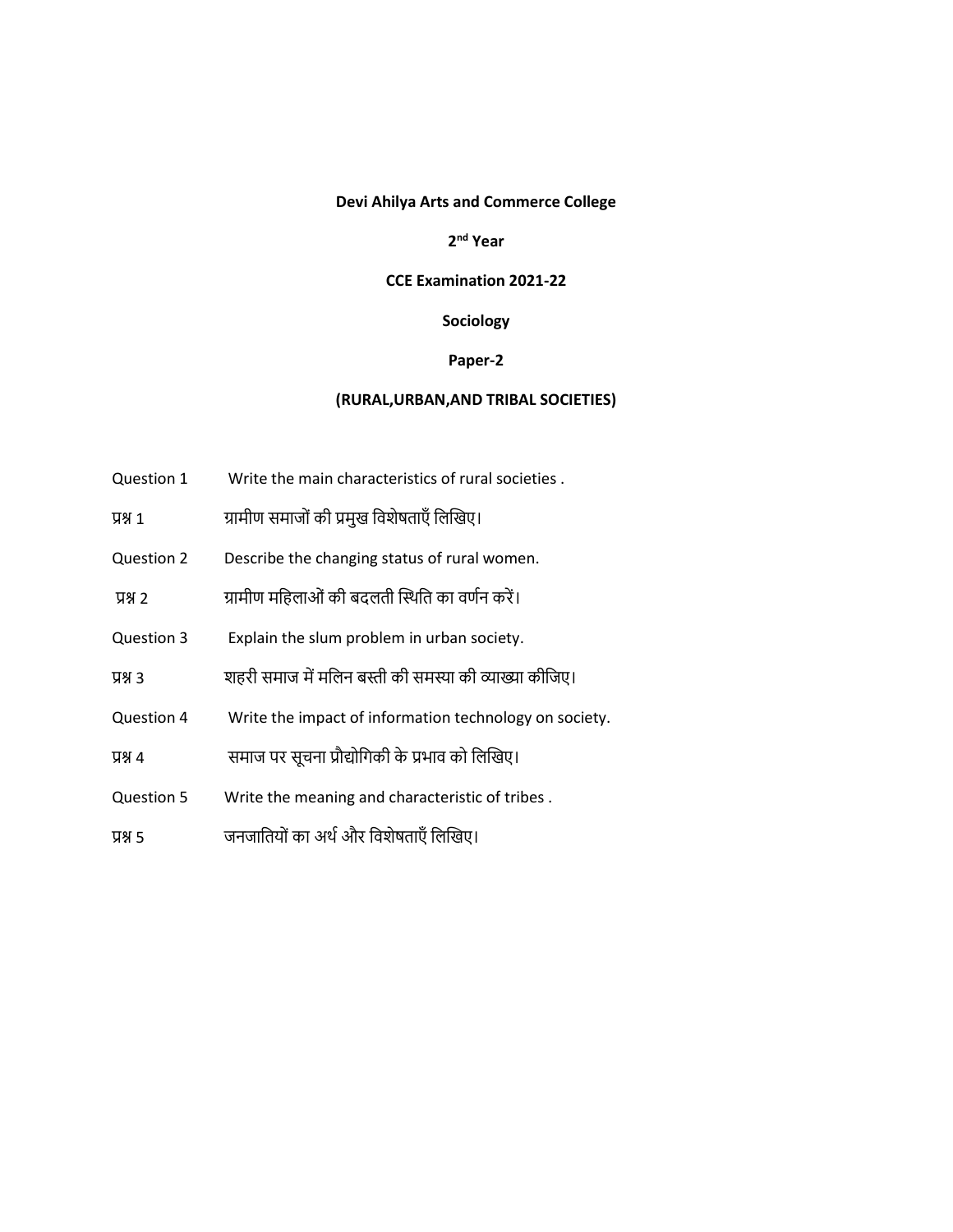**Devi Ahilya Arts and Commerce College**

**2nd Year**

**CCE Examination 2021-22**

**Sociology**

**Paper-2**

**(RURAL,URBAN,AND TRIBAL SOCIETIES)**

Question 1 Write the main characteristics of rural societies .

प्रश्न 1 ग्रामीण समाजों की प्रमुख विशेषताएँ लिखिए।

Question 2 Describe the changing status of rural women.

प्रश्न 2 ग्रामीण महिलाओं की बदलती स्थिति का वर्णन करें।

Question 3 Explain the slum problem in urban society.

प्रश्न 3 शहरी समाज में मलिन बस्ती की समस्या की व्याख्या कीजिए।

Question 4 Write the impact of information technology on society.

प्रश्न 4 समाज पर सूचना प्रौद्योगिकी के प्रभाव को लिखिए।

Question 5 Write the meaning and characteristic of tribes .

प्रश्न 5 जनजातियों का अर्थ और विशेषताएँ लिखिए।